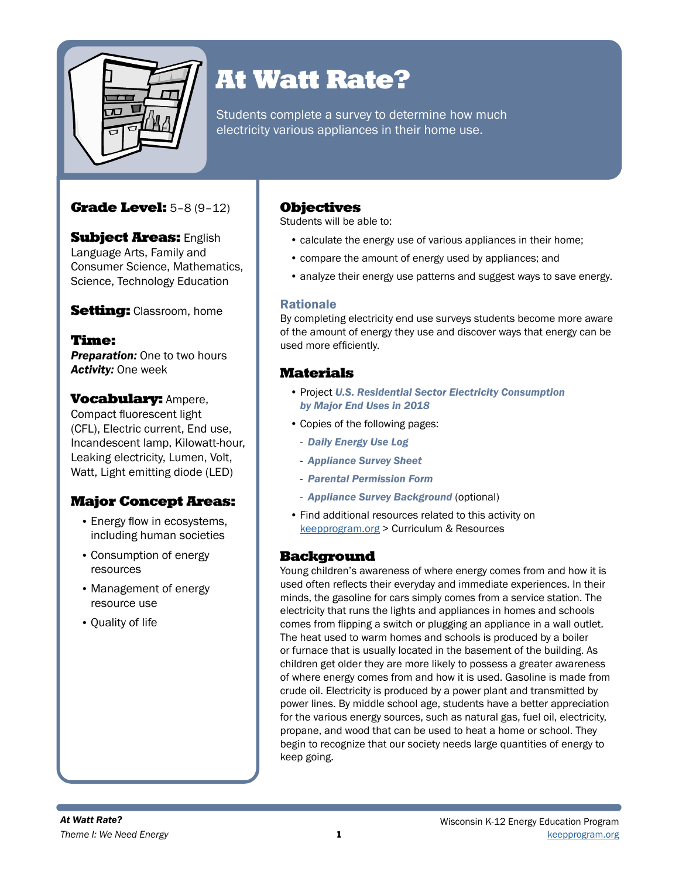# At Watt Rate?

Students complete a survey to determine how much electricity various appliances in their home use.

**Grade Level:** 5–8 (9–12)

**Subject Areas:** English Language Arts, Family and Consumer Science, Mathematics, Science, Technology Education

**Setting:** Classroom, home

**Time:**
***Preparation:*** One to two hours
***Activity:*** One week

**Vocabulary:** Ampere, Compact fluorescent light (CFL), Electric current, End use, Incandescent lamp, Kilowatt-hour, Leaking electricity, Lumen, Volt, Watt, Light emitting diode (LED)

## Major Concept Areas:

- Energy flow in ecosystems, including human societies
- Consumption of energy resources
- Management of energy resource use
- Quality of life

## Objectives

Students will be able to:

- calculate the energy use of various appliances in their home;
- compare the amount of energy used by appliances; and
- analyze their energy use patterns and suggest ways to save energy.

### Rationale

By completing electricity end use surveys students become more aware of the amount of energy they use and discover ways that energy can be used more efficiently.

## Materials

- Project ***U.S. Residential Sector Electricity Consumption by Major End Uses in 2018***
- Copies of the following pages:
  - ***Daily Energy Use Log***
  - ***Appliance Survey Sheet***
  - ***Parental Permission Form***
  - ***Appliance Survey Background*** (optional)
- Find additional resources related to this activity on keepprogram.org > Curriculum & Resources

## Background

Young children's awareness of where energy comes from and how it is used often reflects their everyday and immediate experiences. In their minds, the gasoline for cars simply comes from a service station. The electricity that runs the lights and appliances in homes and schools comes from flipping a switch or plugging an appliance in a wall outlet. The heat used to warm homes and schools is produced by a boiler or furnace that is usually located in the basement of the building. As children get older they are more likely to possess a greater awareness of where energy comes from and how it is used. Gasoline is made from crude oil. Electricity is produced by a power plant and transmitted by power lines. By middle school age, students have a better appreciation for the various energy sources, such as natural gas, fuel oil, electricity, propane, and wood that can be used to heat a home or school. They begin to recognize that our society needs large quantities of energy to keep going.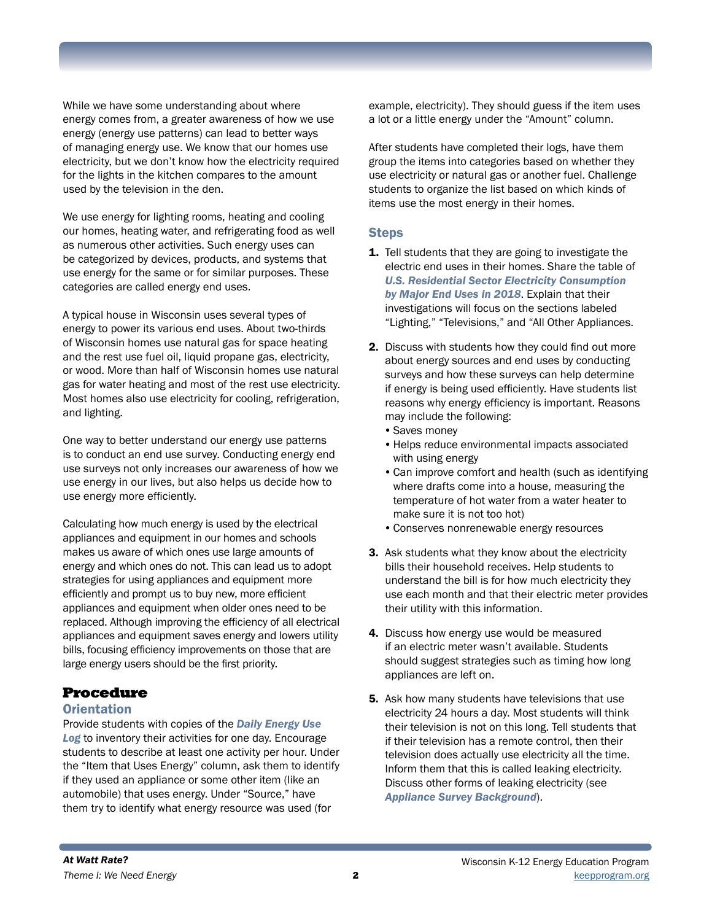While we have some understanding about where energy comes from, a greater awareness of how we use energy (energy use patterns) can lead to better ways of managing energy use. We know that our homes use electricity, but we don't know how the electricity required for the lights in the kitchen compares to the amount used by the television in the den.

We use energy for lighting rooms, heating and cooling our homes, heating water, and refrigerating food as well as numerous other activities. Such energy uses can be categorized by devices, products, and systems that use energy for the same or for similar purposes. These categories are called energy end uses.

A typical house in Wisconsin uses several types of energy to power its various end uses. About two-thirds of Wisconsin homes use natural gas for space heating and the rest use fuel oil, liquid propane gas, electricity, or wood. More than half of Wisconsin homes use natural gas for water heating and most of the rest use electricity. Most homes also use electricity for cooling, refrigeration, and lighting.

One way to better understand our energy use patterns is to conduct an end use survey. Conducting energy end use surveys not only increases our awareness of how we use energy in our lives, but also helps us decide how to use energy more efficiently.

Calculating how much energy is used by the electrical appliances and equipment in our homes and schools makes us aware of which ones use large amounts of energy and which ones do not. This can lead us to adopt strategies for using appliances and equipment more efficiently and prompt us to buy new, more efficient appliances and equipment when older ones need to be replaced. Although improving the efficiency of all electrical appliances and equipment saves energy and lowers utility bills, focusing efficiency improvements on those that are large energy users should be the first priority.

# Procedure

## Orientation

Provide students with copies of the ***Daily Energy Use Log*** to inventory their activities for one day. Encourage students to describe at least one activity per hour. Under the "Item that Uses Energy" column, ask them to identify if they used an appliance or some other item (like an automobile) that uses energy. Under "Source," have them try to identify what energy resource was used (for example, electricity). They should guess if the item uses a lot or a little energy under the "Amount" column.

After students have completed their logs, have them group the items into categories based on whether they use electricity or natural gas or another fuel. Challenge students to organize the list based on which kinds of items use the most energy in their homes.

## Steps

1. Tell students that they are going to investigate the electric end uses in their homes. Share the table of ***U.S. Residential Sector Electricity Consumption by Major End Uses in 2018***. Explain that their investigations will focus on the sections labeled "Lighting," "Televisions," and "All Other Appliances.
2. Discuss with students how they could find out more about energy sources and end uses by conducting surveys and how these surveys can help determine if energy is being used efficiently. Have students list reasons why energy efficiency is important. Reasons may include the following:
   - Saves money
   - Helps reduce environmental impacts associated with using energy
   - Can improve comfort and health (such as identifying where drafts come into a house, measuring the temperature of hot water from a water heater to make sure it is not too hot)
   - Conserves nonrenewable energy resources
3. Ask students what they know about the electricity bills their household receives. Help students to understand the bill is for how much electricity they use each month and that their electric meter provides their utility with this information.
4. Discuss how energy use would be measured if an electric meter wasn't available. Students should suggest strategies such as timing how long appliances are left on.
5. Ask how many students have televisions that use electricity 24 hours a day. Most students will think their television is not on this long. Tell students that if their television has a remote control, then their television does actually use electricity all the time. Inform them that this is called leaking electricity. Discuss other forms of leaking electricity (see ***Appliance Survey Background***).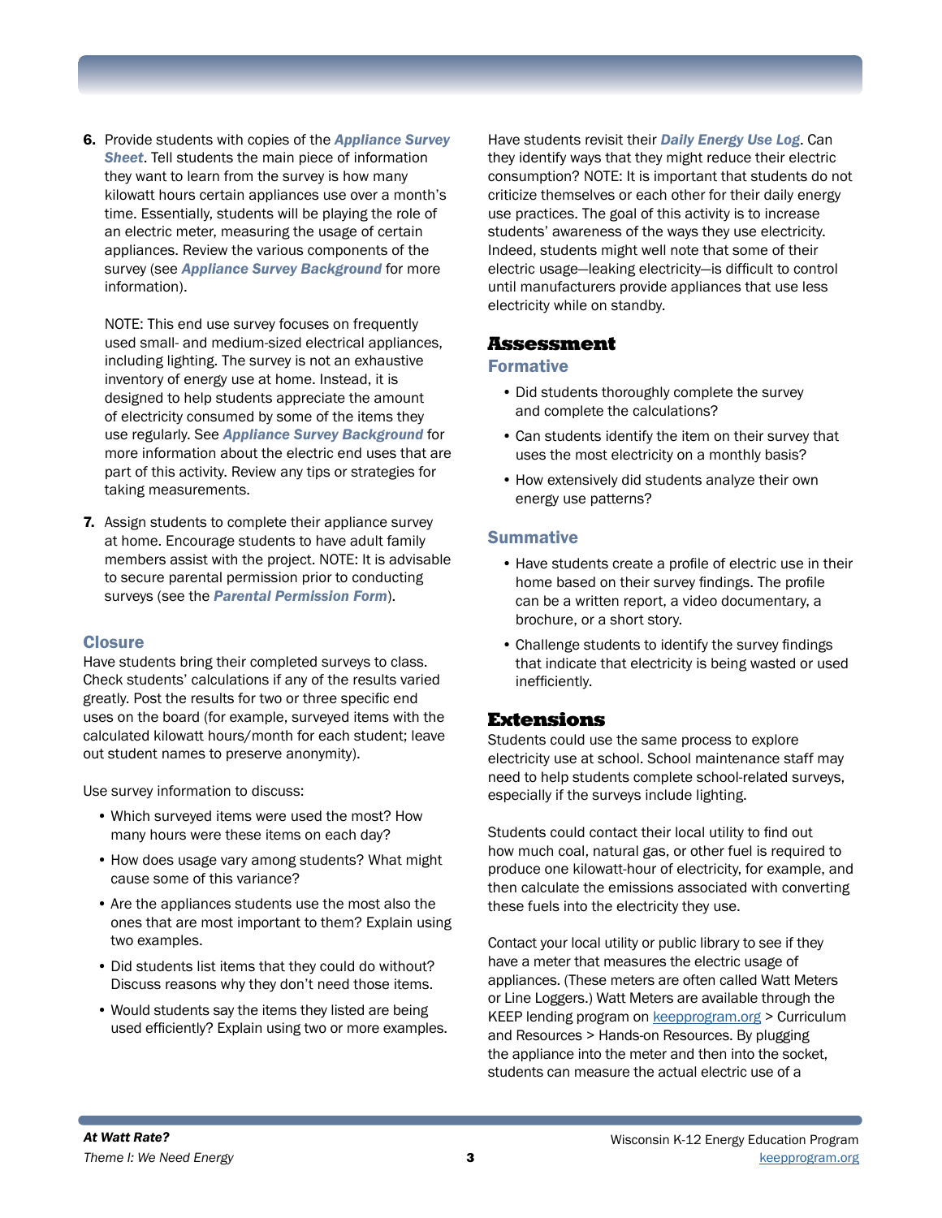6. Provide students with copies of the ***Appliance Survey Sheet***. Tell students the main piece of information they want to learn from the survey is how many kilowatt hours certain appliances use over a month's time. Essentially, students will be playing the role of an electric meter, measuring the usage of certain appliances. Review the various components of the survey (see ***Appliance Survey Background*** for more information).

   NOTE: This end use survey focuses on frequently used small- and medium-sized electrical appliances, including lighting. The survey is not an exhaustive inventory of energy use at home. Instead, it is designed to help students appreciate the amount of electricity consumed by some of the items they use regularly. See ***Appliance Survey Background*** for more information about the electric end uses that are part of this activity. Review any tips or strategies for taking measurements.

7. Assign students to complete their appliance survey at home. Encourage students to have adult family members assist with the project. NOTE: It is advisable to secure parental permission prior to conducting surveys (see the ***Parental Permission Form***).

### Closure

Have students bring their completed surveys to class. Check students' calculations if any of the results varied greatly. Post the results for two or three specific end uses on the board (for example, surveyed items with the calculated kilowatt hours/month for each student; leave out student names to preserve anonymity).

Use survey information to discuss:

- Which surveyed items were used the most? How many hours were these items on each day?
- How does usage vary among students? What might cause some of this variance?
- Are the appliances students use the most also the ones that are most important to them? Explain using two examples.
- Did students list items that they could do without? Discuss reasons why they don't need those items.
- Would students say the items they listed are being used efficiently? Explain using two or more examples.

Have students revisit their ***Daily Energy Use Log***. Can they identify ways that they might reduce their electric consumption? NOTE: It is important that students do not criticize themselves or each other for their daily energy use practices. The goal of this activity is to increase students' awareness of the ways they use electricity. Indeed, students might well note that some of their electric usage—leaking electricity—is difficult to control until manufacturers provide appliances that use less electricity while on standby.

## Assessment

### Formative

- Did students thoroughly complete the survey and complete the calculations?
- Can students identify the item on their survey that uses the most electricity on a monthly basis?
- How extensively did students analyze their own energy use patterns?

### Summative

- Have students create a profile of electric use in their home based on their survey findings. The profile can be a written report, a video documentary, a brochure, or a short story.
- Challenge students to identify the survey findings that indicate that electricity is being wasted or used inefficiently.

## Extensions

Students could use the same process to explore electricity use at school. School maintenance staff may need to help students complete school-related surveys, especially if the surveys include lighting.

Students could contact their local utility to find out how much coal, natural gas, or other fuel is required to produce one kilowatt-hour of electricity, for example, and then calculate the emissions associated with converting these fuels into the electricity they use.

Contact your local utility or public library to see if they have a meter that measures the electric usage of appliances. (These meters are often called Watt Meters or Line Loggers.) Watt Meters are available through the KEEP lending program on keepprogram.org > Curriculum and Resources > Hands-on Resources. By plugging the appliance into the meter and then into the socket, students can measure the actual electric use of a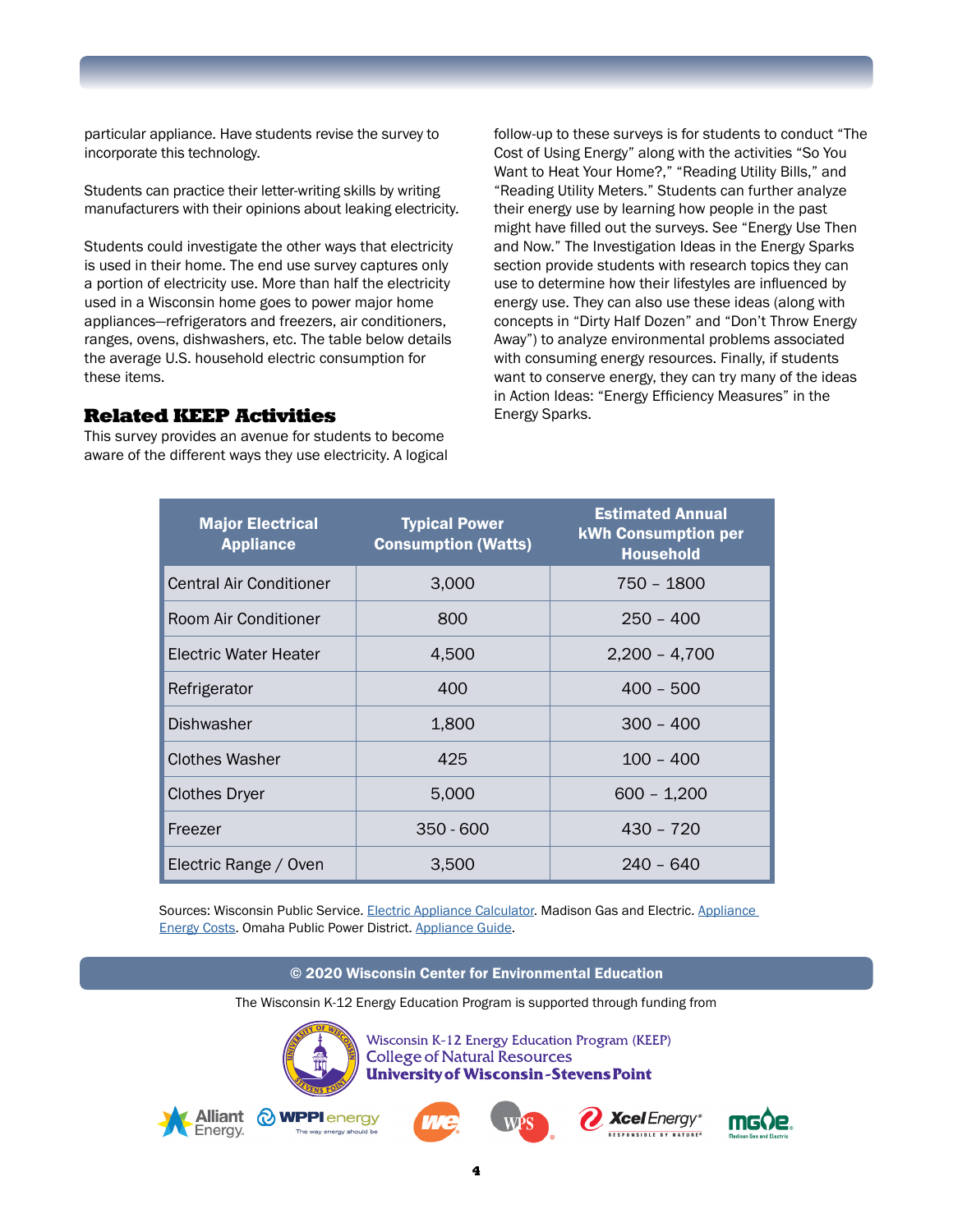particular appliance. Have students revise the survey to incorporate this technology.

Students can practice their letter-writing skills by writing manufacturers with their opinions about leaking electricity.

Students could investigate the other ways that electricity is used in their home. The end use survey captures only a portion of electricity use. More than half the electricity used in a Wisconsin home goes to power major home appliances—refrigerators and freezers, air conditioners, ranges, ovens, dishwashers, etc. The table below details the average U.S. household electric consumption for these items.

## Related KEEP Activities

This survey provides an avenue for students to become aware of the different ways they use electricity. A logical follow-up to these surveys is for students to conduct "The Cost of Using Energy" along with the activities "So You Want to Heat Your Home?," "Reading Utility Bills," and "Reading Utility Meters." Students can further analyze their energy use by learning how people in the past might have filled out the surveys. See "Energy Use Then and Now." The Investigation Ideas in the Energy Sparks section provide students with research topics they can use to determine how their lifestyles are influenced by energy use. They can also use these ideas (along with concepts in "Dirty Half Dozen" and "Don't Throw Energy Away") to analyze environmental problems associated with consuming energy resources. Finally, if students want to conserve energy, they can try many of the ideas in Action Ideas: "Energy Efficiency Measures" in the Energy Sparks.

| Major Electrical Appliance | Typical Power Consumption (Watts) | Estimated Annual kWh Consumption per Household |
|---|---|---|
| Central Air Conditioner | 3,000 | 750 – 1800 |
| Room Air Conditioner | 800 | 250 – 400 |
| Electric Water Heater | 4,500 | 2,200 – 4,700 |
| Refrigerator | 400 | 400 – 500 |
| Dishwasher | 1,800 | 300 – 400 |
| Clothes Washer | 425 | 100 – 400 |
| Clothes Dryer | 5,000 | 600 – 1,200 |
| Freezer | 350 - 600 | 430 – 720 |
| Electric Range / Oven | 3,500 | 240 – 640 |

Sources: Wisconsin Public Service. Electric Appliance Calculator. Madison Gas and Electric. Appliance Energy Costs. Omaha Public Power District. Appliance Guide.

**© 2020 Wisconsin Center for Environmental Education**

The Wisconsin K-12 Energy Education Program is supported through funding from

Wisconsin K-12 Energy Education Program (KEEP)
College of Natural Resources
University of Wisconsin-Stevens Point

Alliant Energy. WPPI energy. We. WPS. Xcel Energy. MGE.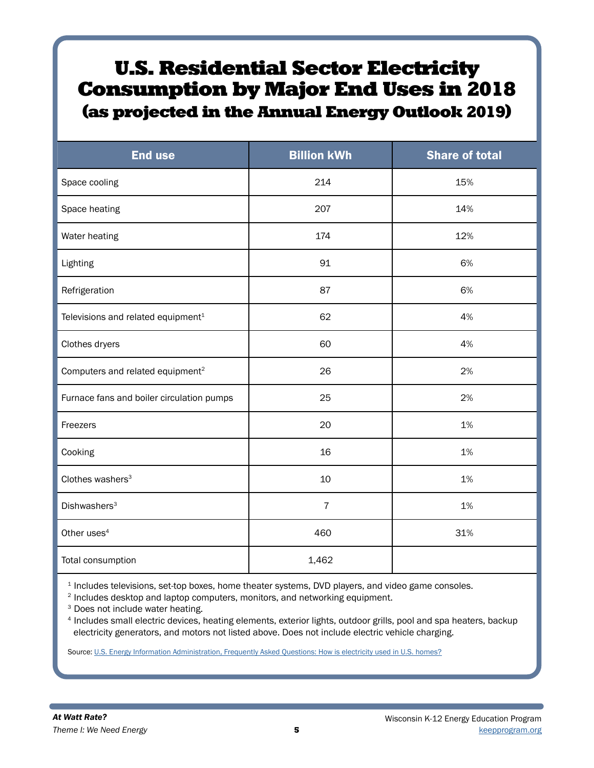# U.S. Residential Sector Electricity Consumption by Major End Uses in 2018

## (as projected in the Annual Energy Outlook 2019)

| End use | Billion kWh | Share of total |
|---|---|---|
| Space cooling | 214 | 15% |
| Space heating | 207 | 14% |
| Water heating | 174 | 12% |
| Lighting | 91 | 6% |
| Refrigeration | 87 | 6% |
| Televisions and related equipment[1] | 62 | 4% |
| Clothes dryers | 60 | 4% |
| Computers and related equipment[2] | 26 | 2% |
| Furnace fans and boiler circulation pumps | 25 | 2% |
| Freezers | 20 | 1% |
| Cooking | 16 | 1% |
| Clothes washers[3] | 10 | 1% |
| Dishwashers[3] | 7 | 1% |
| Other uses[4] | 460 | 31% |
| Total consumption | 1,462 | |

[1] Includes televisions, set-top boxes, home theater systems, DVD players, and video game consoles.
[2] Includes desktop and laptop computers, monitors, and networking equipment.
[3] Does not include water heating.
[4] Includes small electric devices, heating elements, exterior lights, outdoor grills, pool and spa heaters, backup electricity generators, and motors not listed above. Does not include electric vehicle charging.

Source: U.S. Energy Information Administration, Frequently Asked Questions: How is electricity used in U.S. homes?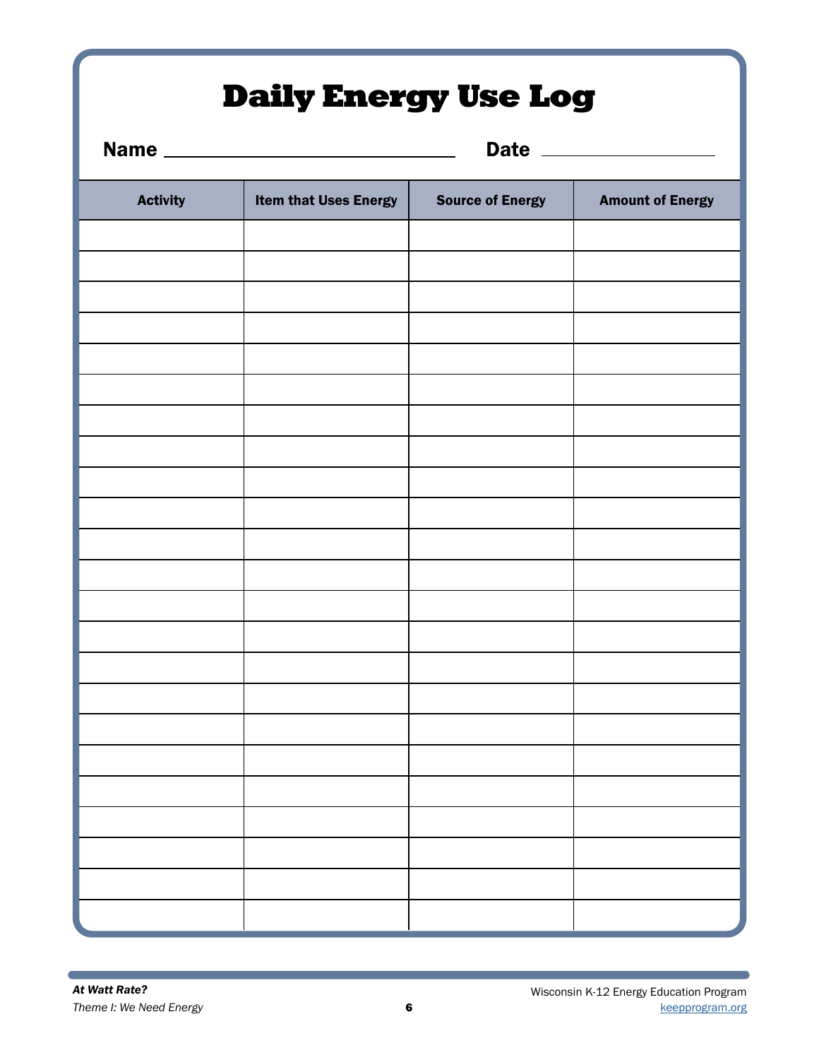# Daily Energy Use Log

**Name** ______________________________ **Date** ____________________

| Activity | Item that Uses Energy | Source of Energy | Amount of Energy |
|---|---|---|---|
| | | | |
| | | | |
| | | | |
| | | | |
| | | | |
| | | | |
| | | | |
| | | | |
| | | | |
| | | | |
| | | | |
| | | | |
| | | | |
| | | | |
| | | | |
| | | | |
| | | | |
| | | | |
| | | | |
| | | | |
| | | | |
| | | | |
| | | | |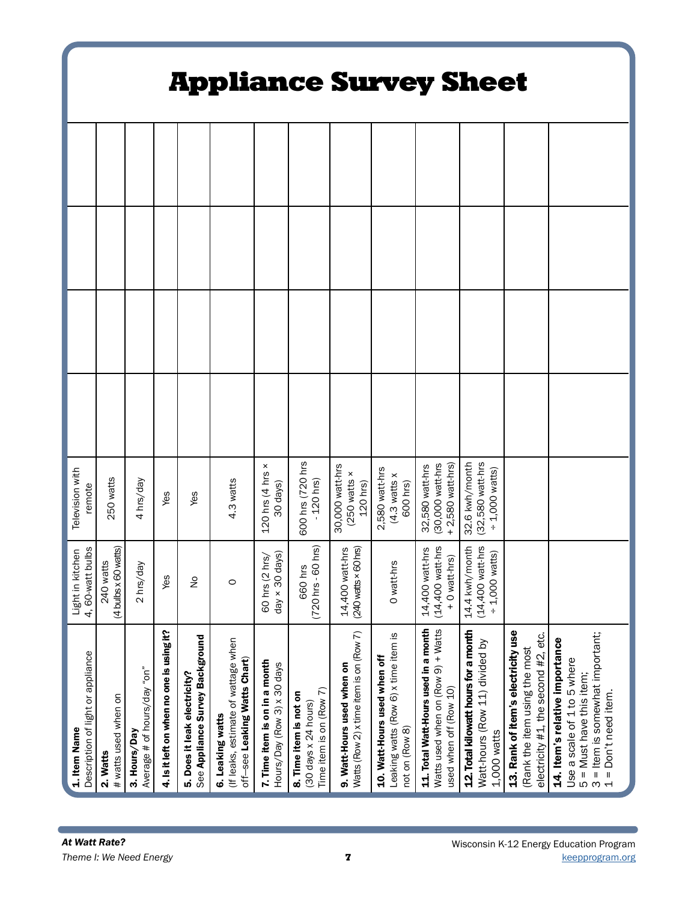# Appliance Survey Sheet

| **1. Item Name** Description of light or appliance | Light in kitchen 4, 60-watt bulbs | Television with remote | | | | |
|---|---|---|---|---|---|---|
| **2. Watts** # watts used when on | 240 watts (4 bulbs x 60 watts) | 250 watts | | | | |
| **3. Hours/Day** Average # of hours/day "on" | 2 hrs/day | 4 hrs/day | | | | |
| **4. Is it left on when no one is using it?** | Yes | Yes | | | | |
| **5. Does it leak electricity?** See **Appliance Survey Background** | No | Yes | | | | |
| **6. Leaking watts** (If leaks, estimate of wattage when off—see **Leaking Watts Chart**) | 0 | 4.3 watts | | | | |
| **7. Time item is on in a month** Hours/Day (Row 3) x 30 days | 60 hrs (2 hrs/day × 30 days) | 120 hrs (4 hrs × 30 days) | | | | |
| **8. Time item is not on** (30 days x 24 hours) Time item is on (Row 7) | 660 hrs (720 hrs - 60 hrs) | 600 hrs (720 hrs - 120 hrs) | | | | |
| **9. Watt-Hours used when on** Watts (Row 2) x time item is on (Row 7) | 14,400 watt-hrs (240 watts × 60 hrs) | 30,000 watt-hrs (250 watts × 120 hrs) | | | | |
| **10. Watt-Hours used when off** Leaking watts (Row 6) x time item is not on (Row 8) | 0 watt-hrs | 2,580 watt-hrs (4.3 watts x 600 hrs) | | | | |
| **11. Total Watt-Hours used in a month** Watts used when on (Row 9) + Watts used when off (Row 10) | 14,400 watt-hrs (14,400 watt-hrs + 0 watt-hrs) | 32,580 watt-hrs (30,000 watt-hrs + 2,580 watt-hrs) | | | | |
| **12. Total kilowatt hours for a month** Watt-hours (Row 11) divided by 1,000 watts | 14.4 kwh/month (14,400 watt-hrs ÷ 1,000 watts) | 32.6 kwh/month (32,580 watt-hrs ÷ 1,000 watts) | | | | |
| **13. Rank of item's electricity use** (Rank the item using the most electricity #1, the second #2, etc. | | | | | | |
| **14. Item's relative importance** Use a scale of 1 to 5 where 5 = Must have this item; 3 = Item is somewhat important; 1 = Don't need item. | | | | | | |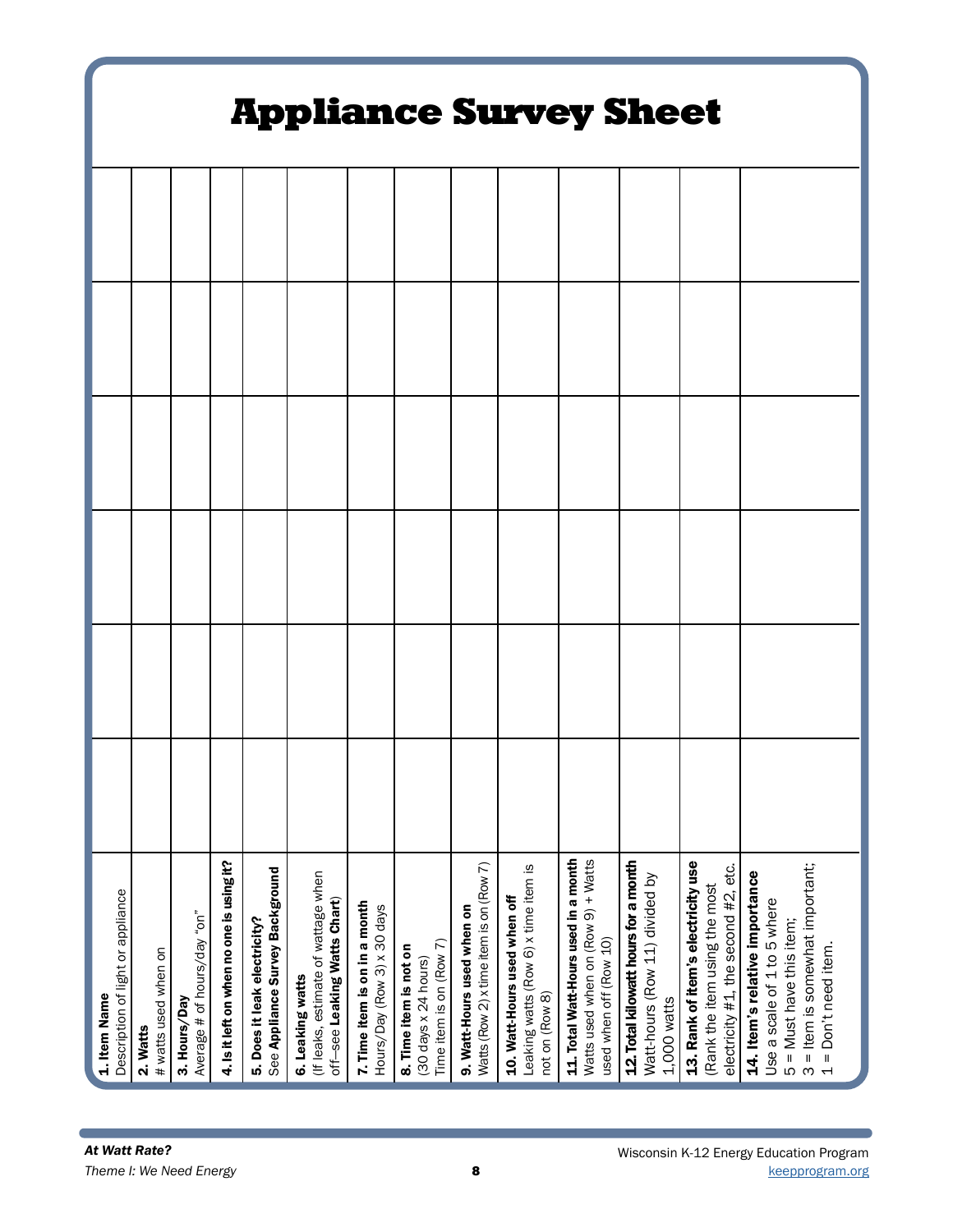# Appliance Survey Sheet

| Row | | | | | | |
|---|---|---|---|---|---|---|
| **1. Item Name** Description of light or appliance | | | | | | |
| **2. Watts** # watts used when on | | | | | | |
| **3. Hours/Day** Average # of hours/day "on" | | | | | | |
| **4. Is it left on when no one is using it?** | | | | | | |
| **5. Does it leak electricity?** See **Appliance Survey Background** | | | | | | |
| **6. Leaking watts** (If leaks, estimate of wattage when off—see **Leaking Watts Chart**) | | | | | | |
| **7. Time item is on in a month** Hours/Day (Row 3) x 30 days | | | | | | |
| **8. Time item is not on** (30 days x 24 hours) Time item is on (Row 7) | | | | | | |
| **9. Watt-Hours used when on** Watts (Row 2) x time item is on (Row 7) | | | | | | |
| **10. Watt-Hours used when off** Leaking watts (Row 6) x time item is not on (Row 8) | | | | | | |
| **11. Total Watt-Hours used in a month** Watts used when on (Row 9) + Watts used when off (Row 10) | | | | | | |
| **12. Total kilowatt hours for a month** Watt-hours (Row 11) divided by 1,000 watts | | | | | | |
| **13. Rank of item's electricity use** (Rank the item using the most electricity #1, the second #2, etc. | | | | | | |
| **14. Item's relative importance** Use a scale of 1 to 5 where 5 = Must have this item; 3 = Item is somewhat important; 1 = Don't need item. | | | | | | |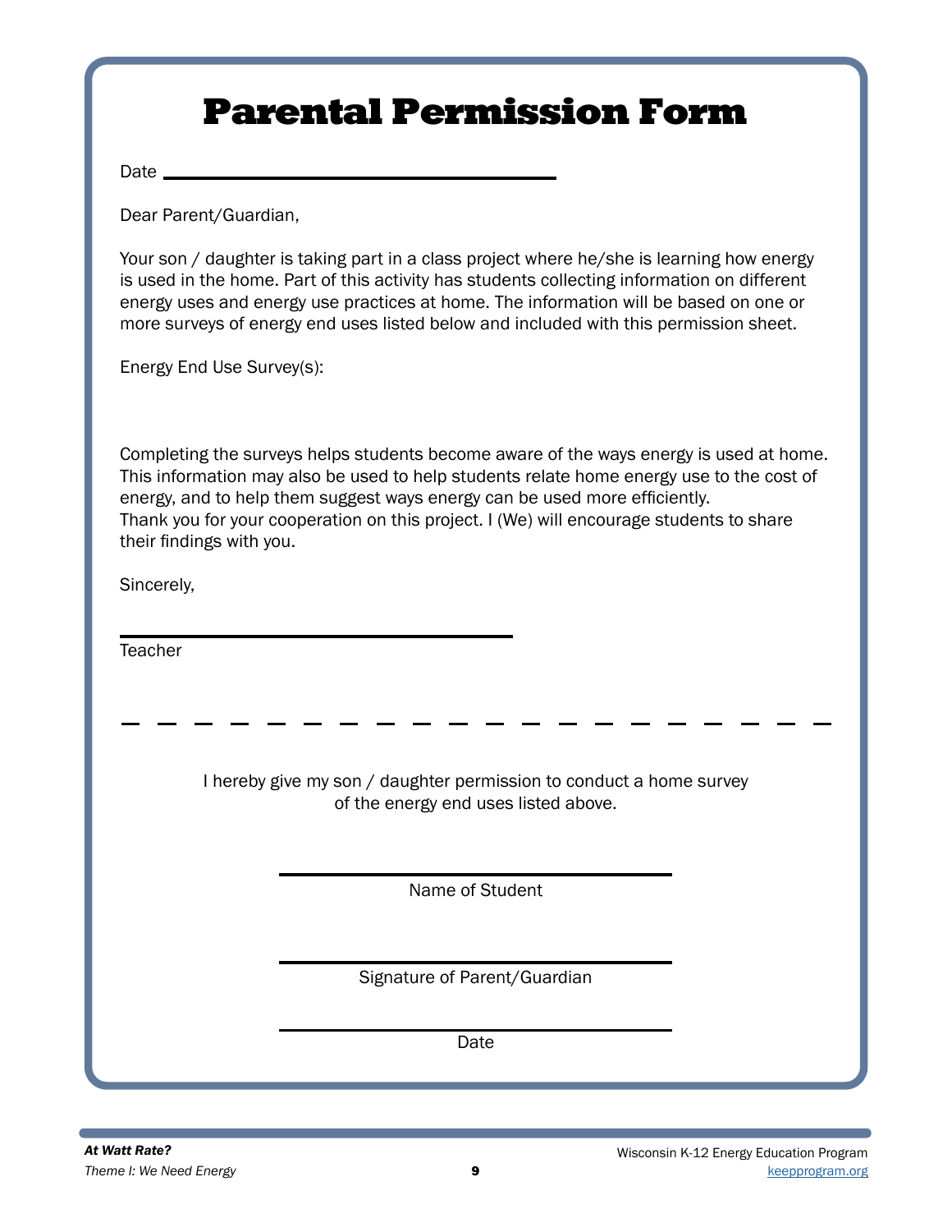# Parental Permission Form

Date ______________________________

Dear Parent/Guardian,

Your son / daughter is taking part in a class project where he/she is learning how energy is used in the home. Part of this activity has students collecting information on different energy uses and energy use practices at home. The information will be based on one or more surveys of energy end uses listed below and included with this permission sheet.

Energy End Use Survey(s):

Completing the surveys helps students become aware of the ways energy is used at home. This information may also be used to help students relate home energy use to the cost of energy, and to help them suggest ways energy can be used more efficiently.
Thank you for your cooperation on this project. I (We) will encourage students to share their findings with you.

Sincerely,

______________________________
Teacher

- - - - - - - - - - - - - - - - - - - -

I hereby give my son / daughter permission to conduct a home survey of the energy end uses listed above.

______________________________
Name of Student

______________________________
Signature of Parent/Guardian

______________________________
Date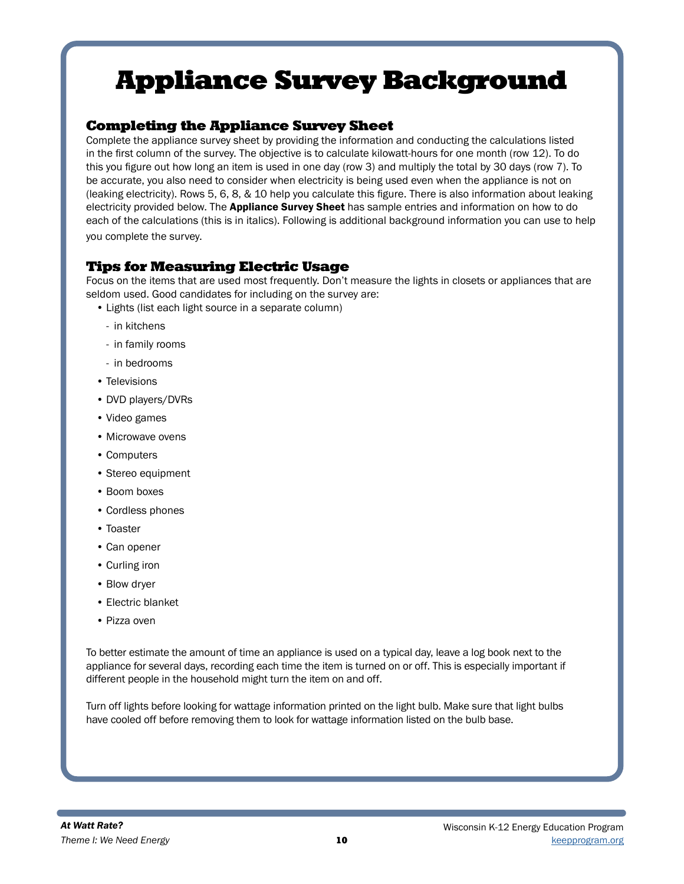# Appliance Survey Background

## Completing the Appliance Survey Sheet

Complete the appliance survey sheet by providing the information and conducting the calculations listed in the first column of the survey. The objective is to calculate kilowatt-hours for one month (row 12). To do this you figure out how long an item is used in one day (row 3) and multiply the total by 30 days (row 7). To be accurate, you also need to consider when electricity is being used even when the appliance is not on (leaking electricity). Rows 5, 6, 8, & 10 help you calculate this figure. There is also information about leaking electricity provided below. The **Appliance Survey Sheet** has sample entries and information on how to do each of the calculations (this is in italics). Following is additional background information you can use to help you complete the survey.

## Tips for Measuring Electric Usage

Focus on the items that are used most frequently. Don't measure the lights in closets or appliances that are seldom used. Good candidates for including on the survey are:

- Lights (list each light source in a separate column)
  - in kitchens
  - in family rooms
  - in bedrooms
- Televisions
- DVD players/DVRs
- Video games
- Microwave ovens
- Computers
- Stereo equipment
- Boom boxes
- Cordless phones
- Toaster
- Can opener
- Curling iron
- Blow dryer
- Electric blanket
- Pizza oven

To better estimate the amount of time an appliance is used on a typical day, leave a log book next to the appliance for several days, recording each time the item is turned on or off. This is especially important if different people in the household might turn the item on and off.

Turn off lights before looking for wattage information printed on the light bulb. Make sure that light bulbs have cooled off before removing them to look for wattage information listed on the bulb base.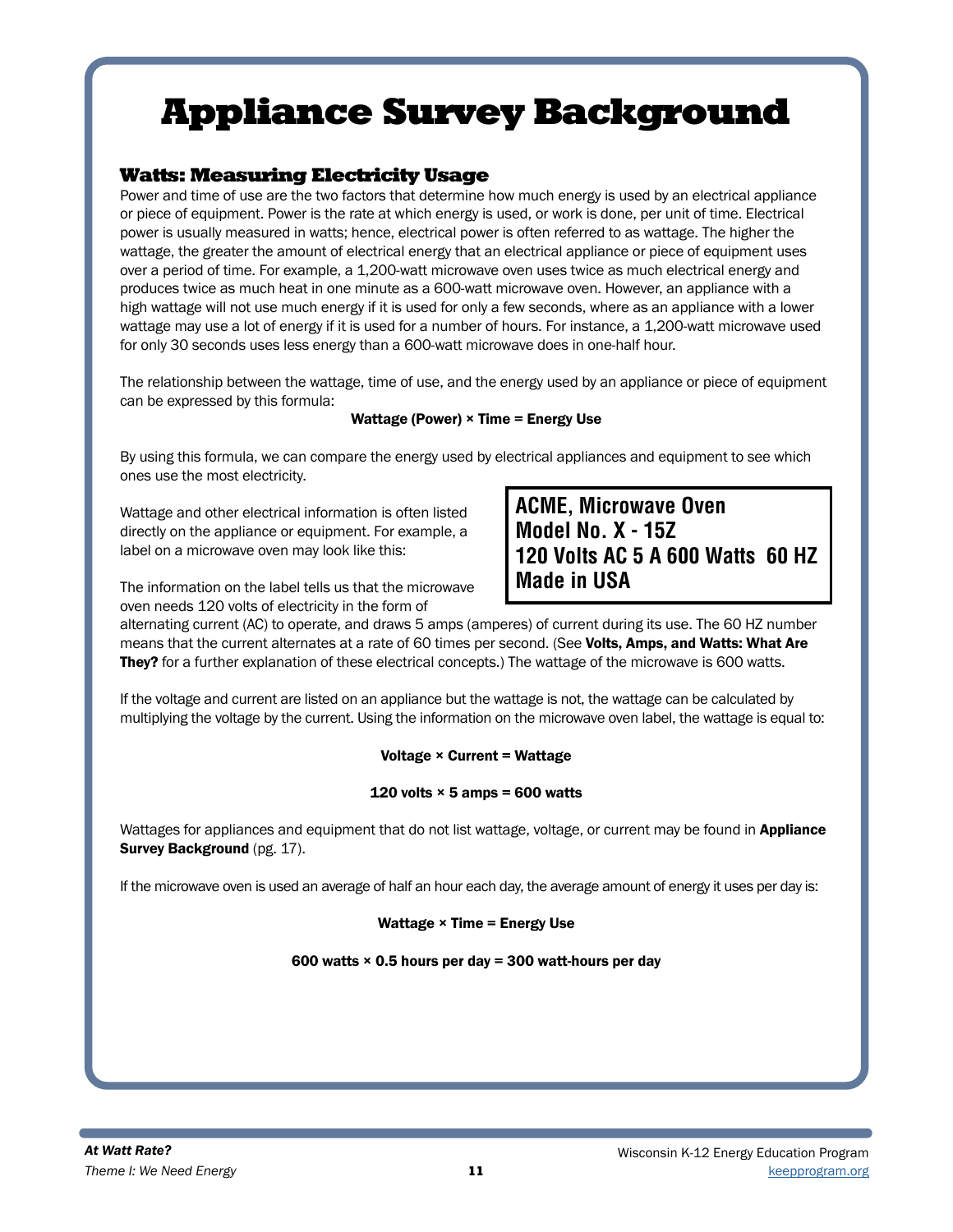# Appliance Survey Background

## Watts: Measuring Electricity Usage

Power and time of use are the two factors that determine how much energy is used by an electrical appliance or piece of equipment. Power is the rate at which energy is used, or work is done, per unit of time. Electrical power is usually measured in watts; hence, electrical power is often referred to as wattage. The higher the wattage, the greater the amount of electrical energy that an electrical appliance or piece of equipment uses over a period of time. For example, a 1,200-watt microwave oven uses twice as much electrical energy and produces twice as much heat in one minute as a 600-watt microwave oven. However, an appliance with a high wattage will not use much energy if it is used for only a few seconds, where as an appliance with a lower wattage may use a lot of energy if it is used for a number of hours. For instance, a 1,200-watt microwave used for only 30 seconds uses less energy than a 600-watt microwave does in one-half hour.

The relationship between the wattage, time of use, and the energy used by an appliance or piece of equipment can be expressed by this formula:

**Wattage (Power) × Time = Energy Use**

By using this formula, we can compare the energy used by electrical appliances and equipment to see which ones use the most electricity.

Wattage and other electrical information is often listed directly on the appliance or equipment. For example, a label on a microwave oven may look like this:

> **ACME, Microwave Oven**
> **Model No. X - 15Z**
> **120 Volts AC 5 A 600 Watts 60 HZ**
> **Made in USA**

The information on the label tells us that the microwave oven needs 120 volts of electricity in the form of alternating current (AC) to operate, and draws 5 amps (amperes) of current during its use. The 60 HZ number means that the current alternates at a rate of 60 times per second. (See **Volts, Amps, and Watts: What Are They?** for a further explanation of these electrical concepts.) The wattage of the microwave is 600 watts.

If the voltage and current are listed on an appliance but the wattage is not, the wattage can be calculated by multiplying the voltage by the current. Using the information on the microwave oven label, the wattage is equal to:

**Voltage × Current = Wattage**

**120 volts × 5 amps = 600 watts**

Wattages for appliances and equipment that do not list wattage, voltage, or current may be found in **Appliance Survey Background** (pg. 17).

If the microwave oven is used an average of half an hour each day, the average amount of energy it uses per day is:

**Wattage × Time = Energy Use**

**600 watts × 0.5 hours per day = 300 watt-hours per day**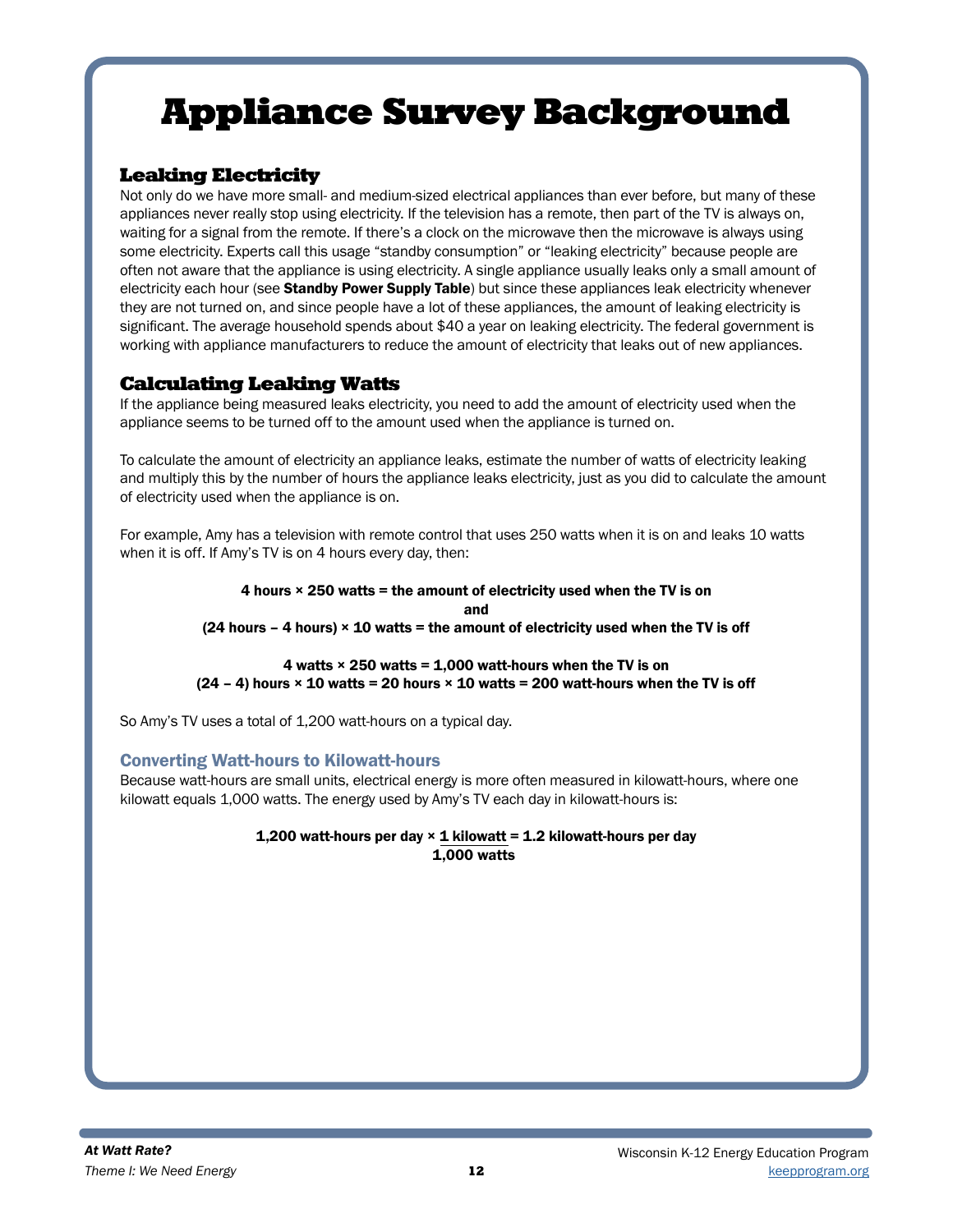# Appliance Survey Background

## Leaking Electricity

Not only do we have more small- and medium-sized electrical appliances than ever before, but many of these appliances never really stop using electricity. If the television has a remote, then part of the TV is always on, waiting for a signal from the remote. If there's a clock on the microwave then the microwave is always using some electricity. Experts call this usage "standby consumption" or "leaking electricity" because people are often not aware that the appliance is using electricity. A single appliance usually leaks only a small amount of electricity each hour (see **Standby Power Supply Table**) but since these appliances leak electricity whenever they are not turned on, and since people have a lot of these appliances, the amount of leaking electricity is significant. The average household spends about $40 a year on leaking electricity. The federal government is working with appliance manufacturers to reduce the amount of electricity that leaks out of new appliances.

## Calculating Leaking Watts

If the appliance being measured leaks electricity, you need to add the amount of electricity used when the appliance seems to be turned off to the amount used when the appliance is turned on.

To calculate the amount of electricity an appliance leaks, estimate the number of watts of electricity leaking and multiply this by the number of hours the appliance leaks electricity, just as you did to calculate the amount of electricity used when the appliance is on.

For example, Amy has a television with remote control that uses 250 watts when it is on and leaks 10 watts when it is off. If Amy's TV is on 4 hours every day, then:

**4 hours × 250 watts = the amount of electricity used when the TV is on**
**and**
**(24 hours – 4 hours) × 10 watts = the amount of electricity used when the TV is off**

**4 watts × 250 watts = 1,000 watt-hours when the TV is on**
**(24 – 4) hours × 10 watts = 20 hours × 10 watts = 200 watt-hours when the TV is off**

So Amy's TV uses a total of 1,200 watt-hours on a typical day.

### Converting Watt-hours to Kilowatt-hours

Because watt-hours are small units, electrical energy is more often measured in kilowatt-hours, where one kilowatt equals 1,000 watts. The energy used by Amy's TV each day in kilowatt-hours is:

$$1{,}200 \text{ watt-hours per day} \times \frac{1 \text{ kilowatt}}{1{,}000 \text{ watts}} = 1.2 \text{ kilowatt-hours per day}$$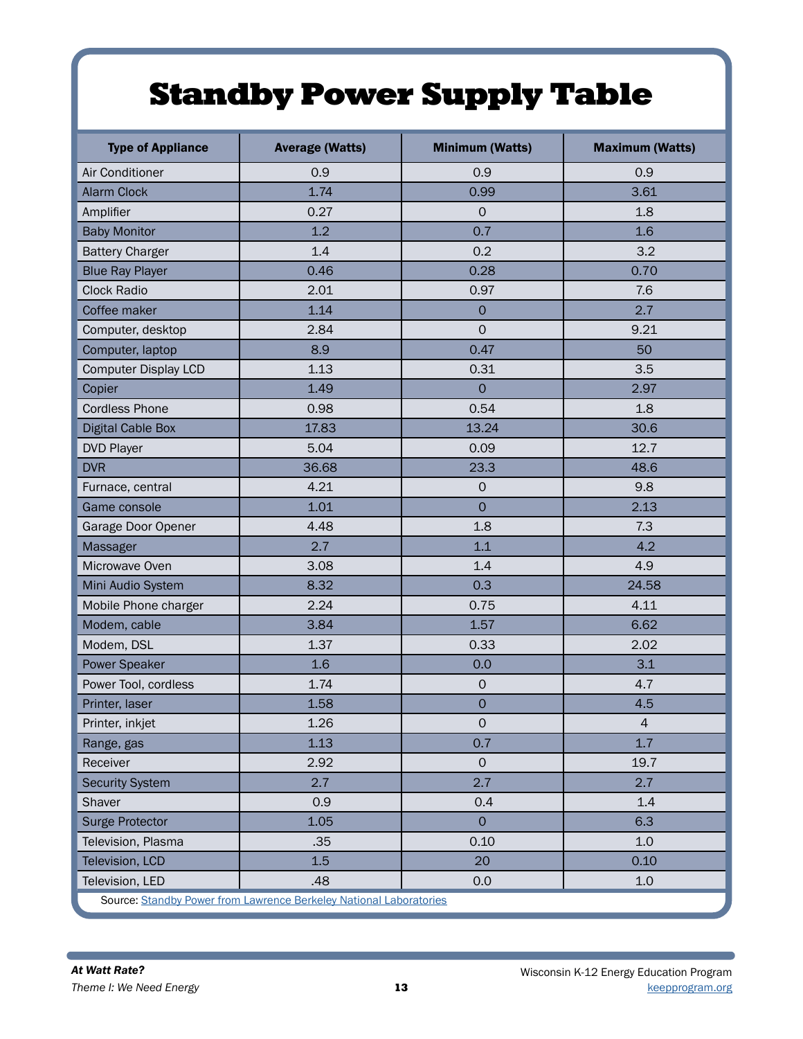# Standby Power Supply Table

| Type of Appliance | Average (Watts) | Minimum (Watts) | Maximum (Watts) |
|---|---|---|---|
| Air Conditioner | 0.9 | 0.9 | 0.9 |
| Alarm Clock | 1.74 | 0.99 | 3.61 |
| Amplifier | 0.27 | 0 | 1.8 |
| Baby Monitor | 1.2 | 0.7 | 1.6 |
| Battery Charger | 1.4 | 0.2 | 3.2 |
| Blue Ray Player | 0.46 | 0.28 | 0.70 |
| Clock Radio | 2.01 | 0.97 | 7.6 |
| Coffee maker | 1.14 | 0 | 2.7 |
| Computer, desktop | 2.84 | 0 | 9.21 |
| Computer, laptop | 8.9 | 0.47 | 50 |
| Computer Display LCD | 1.13 | 0.31 | 3.5 |
| Copier | 1.49 | 0 | 2.97 |
| Cordless Phone | 0.98 | 0.54 | 1.8 |
| Digital Cable Box | 17.83 | 13.24 | 30.6 |
| DVD Player | 5.04 | 0.09 | 12.7 |
| DVR | 36.68 | 23.3 | 48.6 |
| Furnace, central | 4.21 | 0 | 9.8 |
| Game console | 1.01 | 0 | 2.13 |
| Garage Door Opener | 4.48 | 1.8 | 7.3 |
| Massager | 2.7 | 1.1 | 4.2 |
| Microwave Oven | 3.08 | 1.4 | 4.9 |
| Mini Audio System | 8.32 | 0.3 | 24.58 |
| Mobile Phone charger | 2.24 | 0.75 | 4.11 |
| Modem, cable | 3.84 | 1.57 | 6.62 |
| Modem, DSL | 1.37 | 0.33 | 2.02 |
| Power Speaker | 1.6 | 0.0 | 3.1 |
| Power Tool, cordless | 1.74 | 0 | 4.7 |
| Printer, laser | 1.58 | 0 | 4.5 |
| Printer, inkjet | 1.26 | 0 | 4 |
| Range, gas | 1.13 | 0.7 | 1.7 |
| Receiver | 2.92 | 0 | 19.7 |
| Security System | 2.7 | 2.7 | 2.7 |
| Shaver | 0.9 | 0.4 | 1.4 |
| Surge Protector | 1.05 | 0 | 6.3 |
| Television, Plasma | .35 | 0.10 | 1.0 |
| Television, LCD | 1.5 | 20 | 0.10 |
| Television, LED | .48 | 0.0 | 1.0 |

Source: [Standby Power from Lawrence Berkeley National Laboratories]()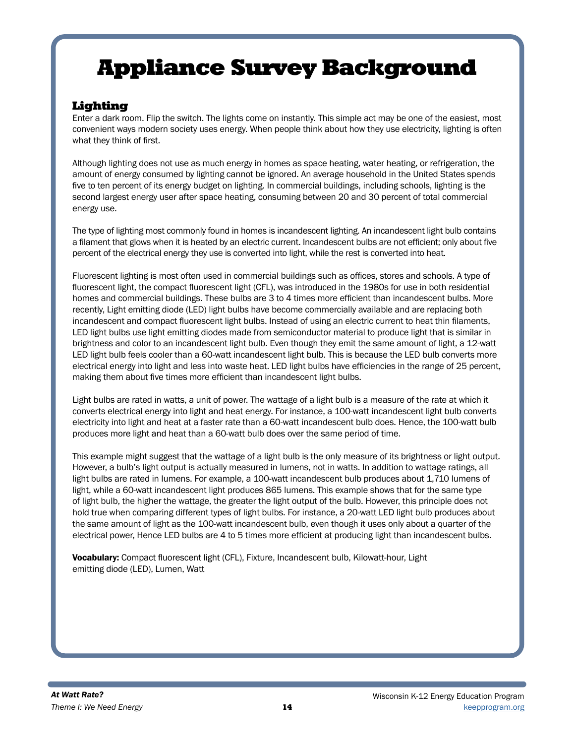# Appliance Survey Background

## Lighting

Enter a dark room. Flip the switch. The lights come on instantly. This simple act may be one of the easiest, most convenient ways modern society uses energy. When people think about how they use electricity, lighting is often what they think of first.

Although lighting does not use as much energy in homes as space heating, water heating, or refrigeration, the amount of energy consumed by lighting cannot be ignored. An average household in the United States spends five to ten percent of its energy budget on lighting. In commercial buildings, including schools, lighting is the second largest energy user after space heating, consuming between 20 and 30 percent of total commercial energy use.

The type of lighting most commonly found in homes is incandescent lighting. An incandescent light bulb contains a filament that glows when it is heated by an electric current. Incandescent bulbs are not efficient; only about five percent of the electrical energy they use is converted into light, while the rest is converted into heat.

Fluorescent lighting is most often used in commercial buildings such as offices, stores and schools. A type of fluorescent light, the compact fluorescent light (CFL), was introduced in the 1980s for use in both residential homes and commercial buildings. These bulbs are 3 to 4 times more efficient than incandescent bulbs. More recently, Light emitting diode (LED) light bulbs have become commercially available and are replacing both incandescent and compact fluorescent light bulbs. Instead of using an electric current to heat thin filaments, LED light bulbs use light emitting diodes made from semiconductor material to produce light that is similar in brightness and color to an incandescent light bulb. Even though they emit the same amount of light, a 12-watt LED light bulb feels cooler than a 60-watt incandescent light bulb. This is because the LED bulb converts more electrical energy into light and less into waste heat. LED light bulbs have efficiencies in the range of 25 percent, making them about five times more efficient than incandescent light bulbs.

Light bulbs are rated in watts, a unit of power. The wattage of a light bulb is a measure of the rate at which it converts electrical energy into light and heat energy. For instance, a 100-watt incandescent light bulb converts electricity into light and heat at a faster rate than a 60-watt incandescent bulb does. Hence, the 100-watt bulb produces more light and heat than a 60-watt bulb does over the same period of time.

This example might suggest that the wattage of a light bulb is the only measure of its brightness or light output. However, a bulb's light output is actually measured in lumens, not in watts. In addition to wattage ratings, all light bulbs are rated in lumens. For example, a 100-watt incandescent bulb produces about 1,710 lumens of light, while a 60-watt incandescent light produces 865 lumens. This example shows that for the same type of light bulb, the higher the wattage, the greater the light output of the bulb. However, this principle does not hold true when comparing different types of light bulbs. For instance, a 20-watt LED light bulb produces about the same amount of light as the 100-watt incandescent bulb, even though it uses only about a quarter of the electrical power, Hence LED bulbs are 4 to 5 times more efficient at producing light than incandescent bulbs.

**Vocabulary:** Compact fluorescent light (CFL), Fixture, Incandescent bulb, Kilowatt-hour, Light emitting diode (LED), Lumen, Watt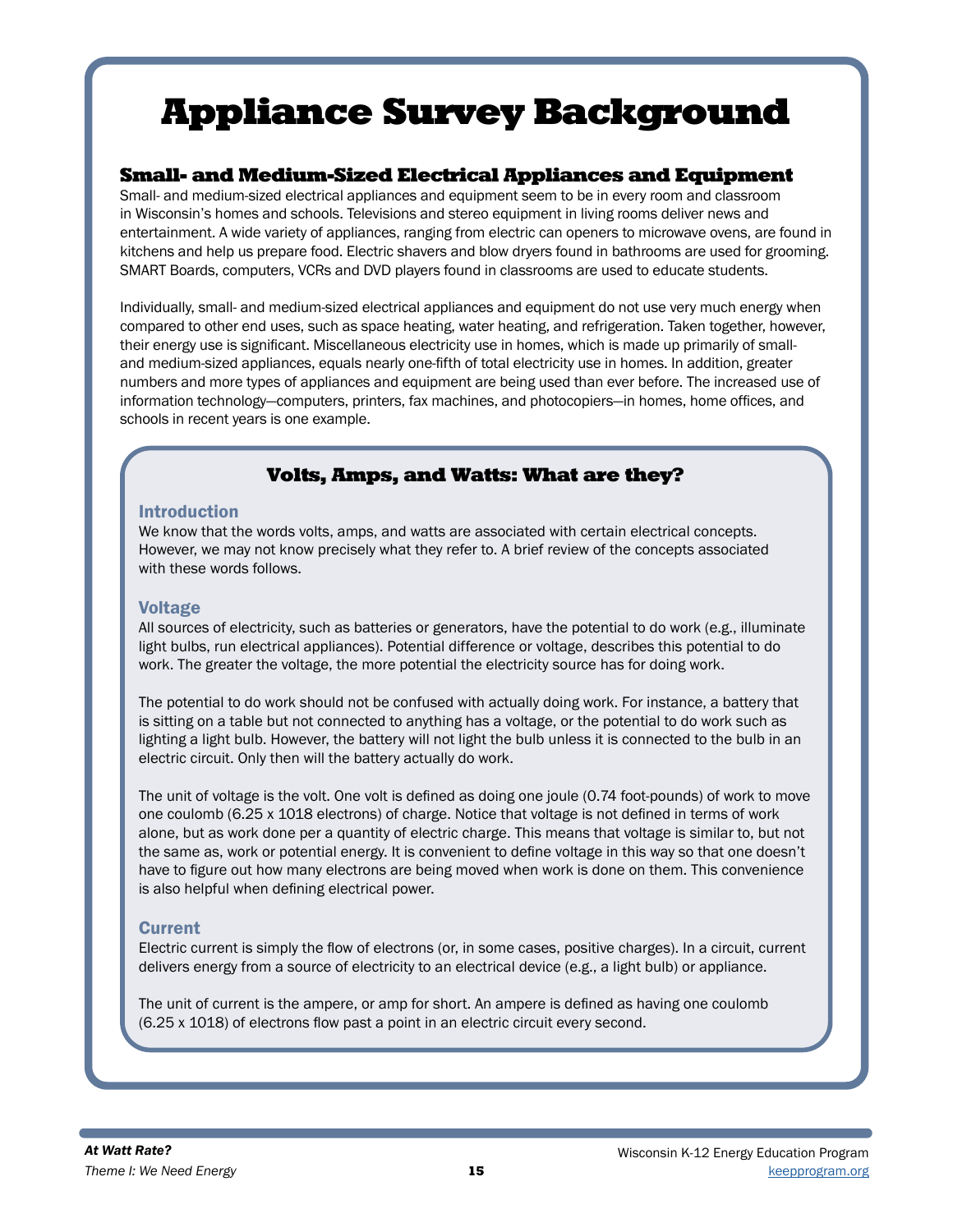# Appliance Survey Background

## Small- and Medium-Sized Electrical Appliances and Equipment

Small- and medium-sized electrical appliances and equipment seem to be in every room and classroom in Wisconsin's homes and schools. Televisions and stereo equipment in living rooms deliver news and entertainment. A wide variety of appliances, ranging from electric can openers to microwave ovens, are found in kitchens and help us prepare food. Electric shavers and blow dryers found in bathrooms are used for grooming. SMART Boards, computers, VCRs and DVD players found in classrooms are used to educate students.

Individually, small- and medium-sized electrical appliances and equipment do not use very much energy when compared to other end uses, such as space heating, water heating, and refrigeration. Taken together, however, their energy use is significant. Miscellaneous electricity use in homes, which is made up primarily of small- and medium-sized appliances, equals nearly one-fifth of total electricity use in homes. In addition, greater numbers and more types of appliances and equipment are being used than ever before. The increased use of information technology—computers, printers, fax machines, and photocopiers—in homes, home offices, and schools in recent years is one example.

### Volts, Amps, and Watts: What are they?

#### Introduction

We know that the words volts, amps, and watts are associated with certain electrical concepts. However, we may not know precisely what they refer to. A brief review of the concepts associated with these words follows.

#### Voltage

All sources of electricity, such as batteries or generators, have the potential to do work (e.g., illuminate light bulbs, run electrical appliances). Potential difference or voltage, describes this potential to do work. The greater the voltage, the more potential the electricity source has for doing work.

The potential to do work should not be confused with actually doing work. For instance, a battery that is sitting on a table but not connected to anything has a voltage, or the potential to do work such as lighting a light bulb. However, the battery will not light the bulb unless it is connected to the bulb in an electric circuit. Only then will the battery actually do work.

The unit of voltage is the volt. One volt is defined as doing one joule (0.74 foot-pounds) of work to move one coulomb (6.25 x 1018 electrons) of charge. Notice that voltage is not defined in terms of work alone, but as work done per a quantity of electric charge. This means that voltage is similar to, but not the same as, work or potential energy. It is convenient to define voltage in this way so that one doesn't have to figure out how many electrons are being moved when work is done on them. This convenience is also helpful when defining electrical power.

#### Current

Electric current is simply the flow of electrons (or, in some cases, positive charges). In a circuit, current delivers energy from a source of electricity to an electrical device (e.g., a light bulb) or appliance.

The unit of current is the ampere, or amp for short. An ampere is defined as having one coulomb (6.25 x 1018) of electrons flow past a point in an electric circuit every second.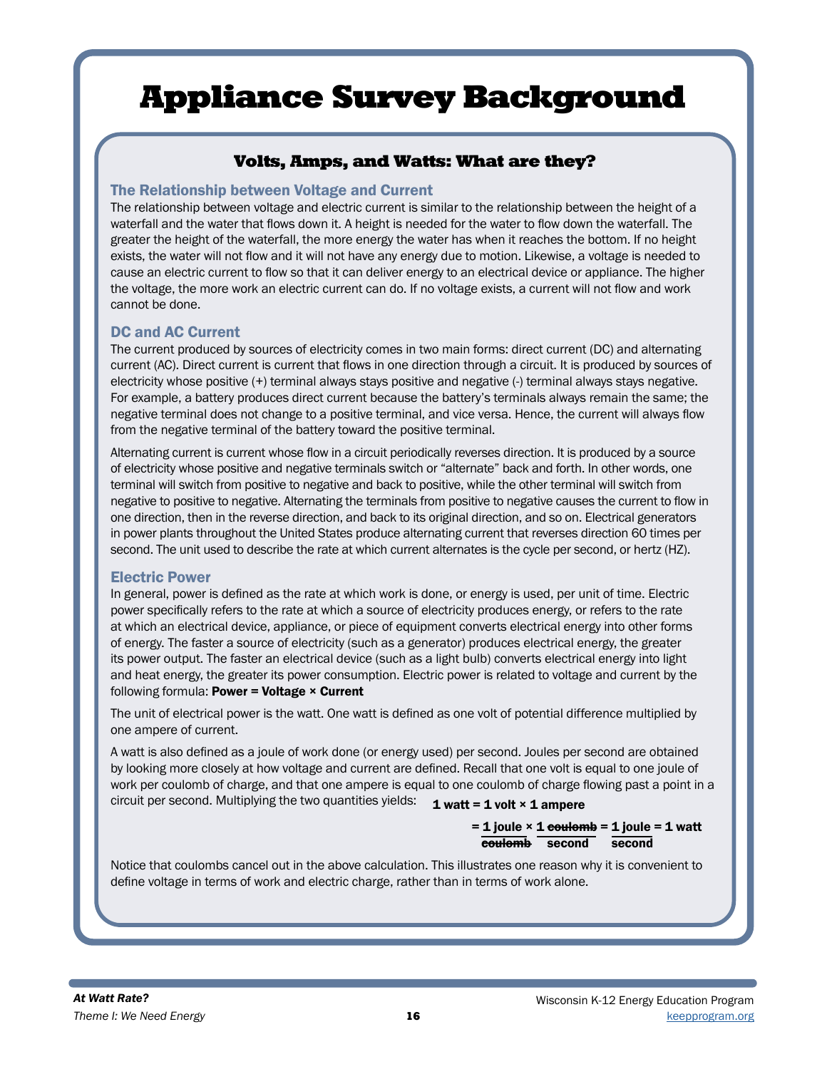# Appliance Survey Background

## Volts, Amps, and Watts: What are they?

### The Relationship between Voltage and Current

The relationship between voltage and electric current is similar to the relationship between the height of a waterfall and the water that flows down it. A height is needed for the water to flow down the waterfall. The greater the height of the waterfall, the more energy the water has when it reaches the bottom. If no height exists, the water will not flow and it will not have any energy due to motion. Likewise, a voltage is needed to cause an electric current to flow so that it can deliver energy to an electrical device or appliance. The higher the voltage, the more work an electric current can do. If no voltage exists, a current will not flow and work cannot be done.

### DC and AC Current

The current produced by sources of electricity comes in two main forms: direct current (DC) and alternating current (AC). Direct current is current that flows in one direction through a circuit. It is produced by sources of electricity whose positive (+) terminal always stays positive and negative (-) terminal always stays negative. For example, a battery produces direct current because the battery's terminals always remain the same; the negative terminal does not change to a positive terminal, and vice versa. Hence, the current will always flow from the negative terminal of the battery toward the positive terminal.

Alternating current is current whose flow in a circuit periodically reverses direction. It is produced by a source of electricity whose positive and negative terminals switch or "alternate" back and forth. In other words, one terminal will switch from positive to negative and back to positive, while the other terminal will switch from negative to positive to negative. Alternating the terminals from positive to negative causes the current to flow in one direction, then in the reverse direction, and back to its original direction, and so on. Electrical generators in power plants throughout the United States produce alternating current that reverses direction 60 times per second. The unit used to describe the rate at which current alternates is the cycle per second, or hertz (HZ).

### Electric Power

In general, power is defined as the rate at which work is done, or energy is used, per unit of time. Electric power specifically refers to the rate at which a source of electricity produces energy, or refers to the rate at which an electrical device, appliance, or piece of equipment converts electrical energy into other forms of energy. The faster a source of electricity (such as a generator) produces electrical energy, the greater its power output. The faster an electrical device (such as a light bulb) converts electrical energy into light and heat energy, the greater its power consumption. Electric power is related to voltage and current by the following formula: **Power = Voltage × Current**

The unit of electrical power is the watt. One watt is defined as one volt of potential difference multiplied by one ampere of current.

A watt is also defined as a joule of work done (or energy used) per second. Joules per second are obtained by looking more closely at how voltage and current are defined. Recall that one volt is equal to one joule of work per coulomb of charge, and that one ampere is equal to one coulomb of charge flowing past a point in a circuit per second. Multiplying the two quantities yields: **1 watt = 1 volt × 1 ampere**

$$= \frac{1 \text{ joule}}{\cancel{\text{coulomb}}} \times \frac{1 \cancel{\text{ coulomb}}}{\text{second}} = \frac{1 \text{ joule}}{\text{second}} = 1 \text{ watt}$$

Notice that coulombs cancel out in the above calculation. This illustrates one reason why it is convenient to define voltage in terms of work and electric charge, rather than in terms of work alone.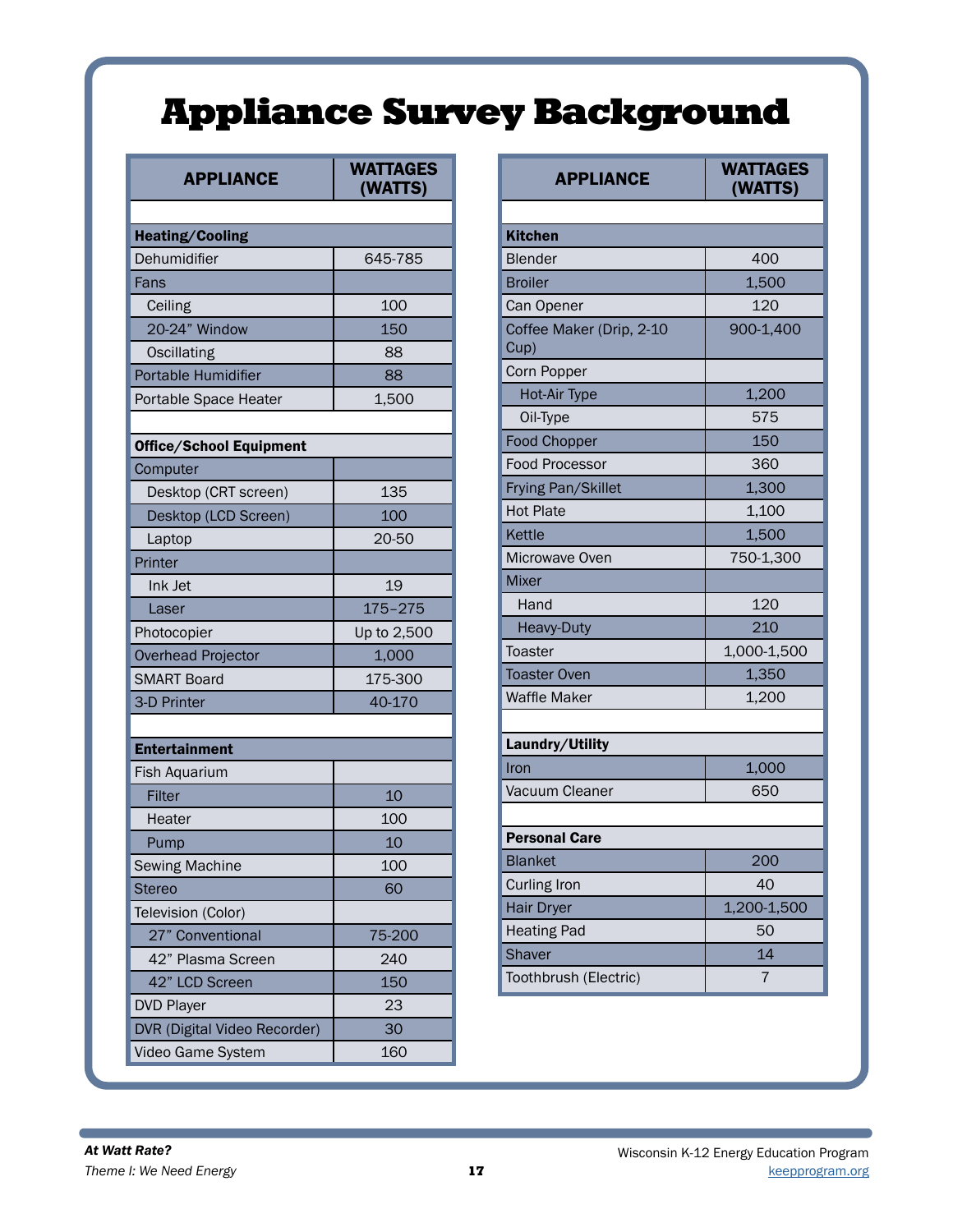# Appliance Survey Background

| APPLIANCE | WATTAGES (WATTS) |
|---|---|
| **Heating/Cooling** | |
| Dehumidifier | 645-785 |
| Fans | |
| Ceiling | 100 |
| 20-24" Window | 150 |
| Oscillating | 88 |
| Portable Humidifier | 88 |
| Portable Space Heater | 1,500 |
| **Office/School Equipment** | |
| Computer | |
| Desktop (CRT screen) | 135 |
| Desktop (LCD Screen) | 100 |
| Laptop | 20-50 |
| Printer | |
| Ink Jet | 19 |
| Laser | 175–275 |
| Photocopier | Up to 2,500 |
| Overhead Projector | 1,000 |
| SMART Board | 175-300 |
| 3-D Printer | 40-170 |
| **Entertainment** | |
| Fish Aquarium | |
| Filter | 10 |
| Heater | 100 |
| Pump | 10 |
| Sewing Machine | 100 |
| Stereo | 60 |
| Television (Color) | |
| 27" Conventional | 75-200 |
| 42" Plasma Screen | 240 |
| 42" LCD Screen | 150 |
| DVD Player | 23 |
| DVR (Digital Video Recorder) | 30 |
| Video Game System | 160 |

| APPLIANCE | WATTAGES (WATTS) |
|---|---|
| **Kitchen** | |
| Blender | 400 |
| Broiler | 1,500 |
| Can Opener | 120 |
| Coffee Maker (Drip, 2-10 Cup) | 900-1,400 |
| Corn Popper | |
| Hot-Air Type | 1,200 |
| Oil-Type | 575 |
| Food Chopper | 150 |
| Food Processor | 360 |
| Frying Pan/Skillet | 1,300 |
| Hot Plate | 1,100 |
| Kettle | 1,500 |
| Microwave Oven | 750-1,300 |
| Mixer | |
| Hand | 120 |
| Heavy-Duty | 210 |
| Toaster | 1,000-1,500 |
| Toaster Oven | 1,350 |
| Waffle Maker | 1,200 |
| **Laundry/Utility** | |
| Iron | 1,000 |
| Vacuum Cleaner | 650 |
| **Personal Care** | |
| Blanket | 200 |
| Curling Iron | 40 |
| Hair Dryer | 1,200-1,500 |
| Heating Pad | 50 |
| Shaver | 14 |
| Toothbrush (Electric) | 7 |